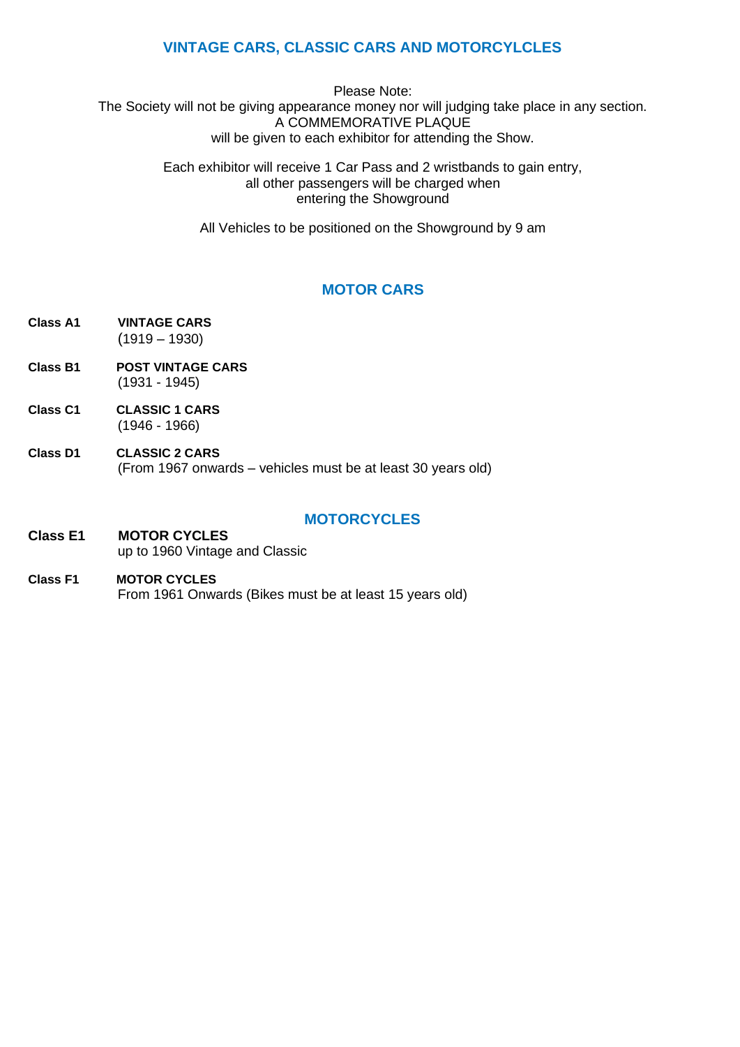# VINTAGE CARS, CLASSIC CARS AND MOTORCYLCLES

Please Note:
The Society will not be giving appearance money nor will judging take place in any section.
A COMMEMORATIVE PLAQUE
will be given to each exhibitor for attending the Show.

Each exhibitor will receive 1 Car Pass and 2 wristbands to gain entry,
all other passengers will be charged when
entering the Showground

All Vehicles to be positioned on the Showground by 9 am

## MOTOR CARS

**Class A1** **VINTAGE CARS**
(1919 – 1930)

**Class B1** **POST VINTAGE CARS**
(1931 - 1945)

**Class C1** **CLASSIC 1 CARS**
(1946 - 1966)

**Class D1** **CLASSIC 2 CARS**
(From 1967 onwards – vehicles must be at least 30 years old)

## MOTORCYCLES

**Class E1** **MOTOR CYCLES**
up to 1960 Vintage and Classic

**Class F1** **MOTOR CYCLES**
From 1961 Onwards (Bikes must be at least 15 years old)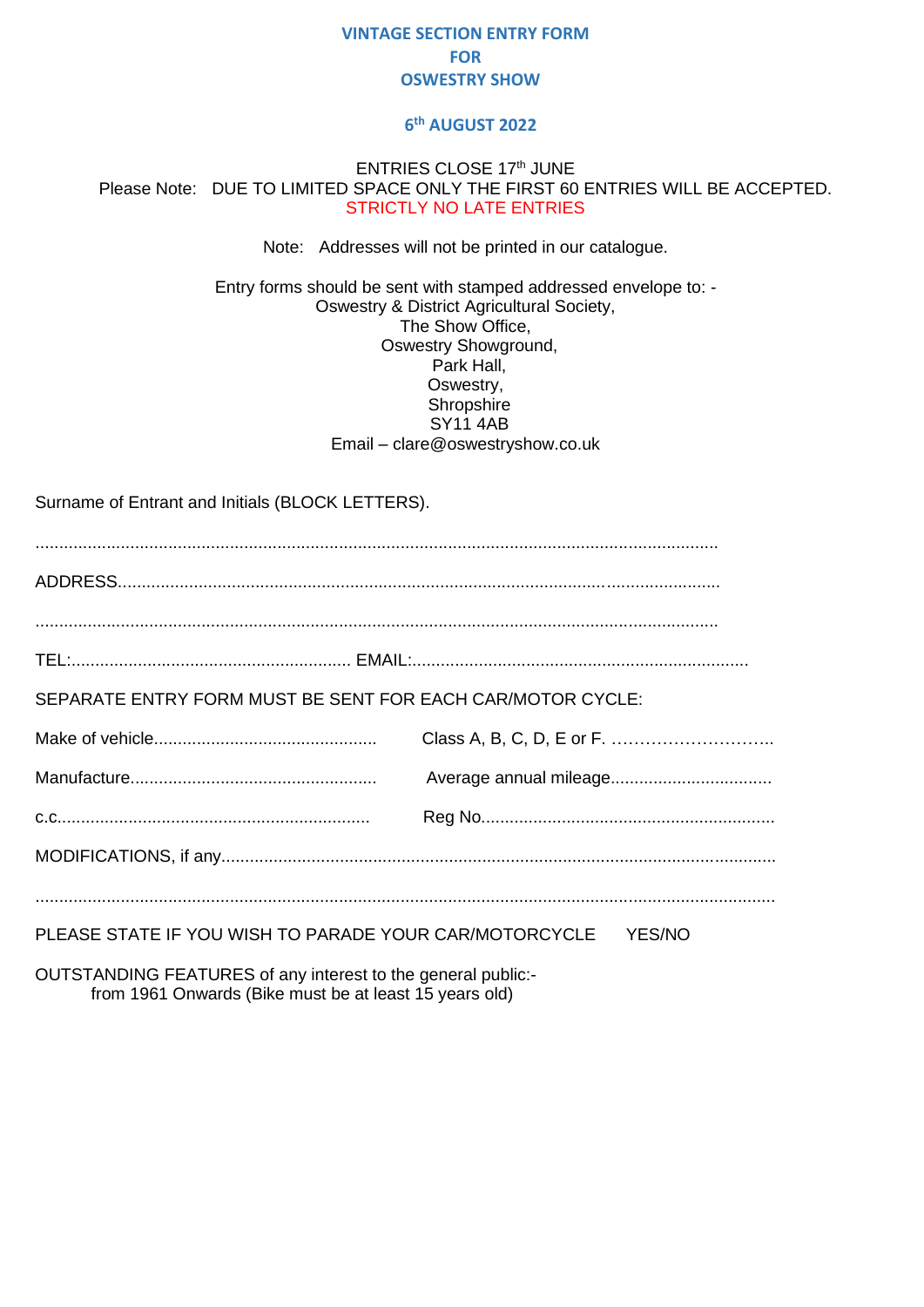# VINTAGE SECTION ENTRY FORM
# FOR
# OSWESTRY SHOW

## 6th AUGUST 2022

ENTRIES CLOSE 17th JUNE

Please Note: DUE TO LIMITED SPACE ONLY THE FIRST 60 ENTRIES WILL BE ACCEPTED.

STRICTLY NO LATE ENTRIES

Note: Addresses will not be printed in our catalogue.

Entry forms should be sent with stamped addressed envelope to: -
Oswestry & District Agricultural Society,
The Show Office,
Oswestry Showground,
Park Hall,
Oswestry,
Shropshire
SY11 4AB
Email – clare@oswestryshow.co.uk

Surname of Entrant and Initials (BLOCK LETTERS).

..............................................................................................................................................

ADDRESS.............................................................................................................................

..............................................................................................................................................

TEL:........................................................... EMAIL:......................................................................

SEPARATE ENTRY FORM MUST BE SENT FOR EACH CAR/MOTOR CYCLE:

Make of vehicle............................................... Class A, B, C, D, E or F. ………………………..

Manufacture.................................................... Average annual mileage..................................

c.c................................................................... Reg No..............................................................

MODIFICATIONS, if any...................................................................................................................

..............................................................................................................................................

PLEASE STATE IF YOU WISH TO PARADE YOUR CAR/MOTORCYCLE YES/NO

OUTSTANDING FEATURES of any interest to the general public:-
from 1961 Onwards (Bike must be at least 15 years old)